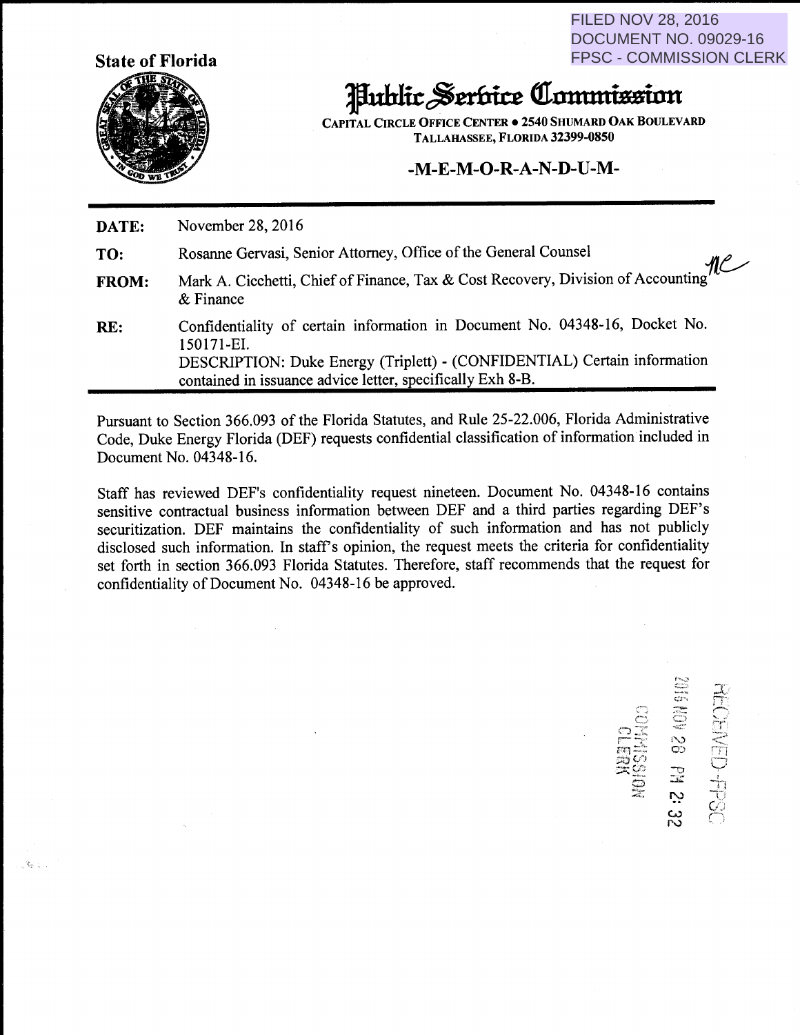FILED NOV 28, 2016
DOCUMENT NO. 09029-16
FPSC - COMMISSION CLERK

**State of Florida**

# Public Service Commission

CAPITAL CIRCLE OFFICE CENTER • 2540 SHUMARD OAK BOULEVARD
TALLAHASSEE, FLORIDA 32399-0850

## -M-E-M-O-R-A-N-D-U-M-

**DATE:** November 28, 2016

**TO:** Rosanne Gervasi, Senior Attorney, Office of the General Counsel

**FROM:** Mark A. Cicchetti, Chief of Finance, Tax & Cost Recovery, Division of Accounting & Finance

**RE:** Confidentiality of certain information in Document No. 04348-16, Docket No. 150171-EI.
DESCRIPTION: Duke Energy (Triplett) - (CONFIDENTIAL) Certain information contained in issuance advice letter, specifically Exh 8-B.

Pursuant to Section 366.093 of the Florida Statutes, and Rule 25-22.006, Florida Administrative Code, Duke Energy Florida (DEF) requests confidential classification of information included in Document No. 04348-16.

Staff has reviewed DEF's confidentiality request nineteen. Document No. 04348-16 contains sensitive contractual business information between DEF and a third parties regarding DEF's securitization. DEF maintains the confidentiality of such information and has not publicly disclosed such information. In staff's opinion, the request meets the criteria for confidentiality set forth in section 366.093 Florida Statutes. Therefore, staff recommends that the request for confidentiality of Document No. 04348-16 be approved.

RECEIVED-FPSC
2016 NOV 28 PM 2:32
COMMISSION CLERK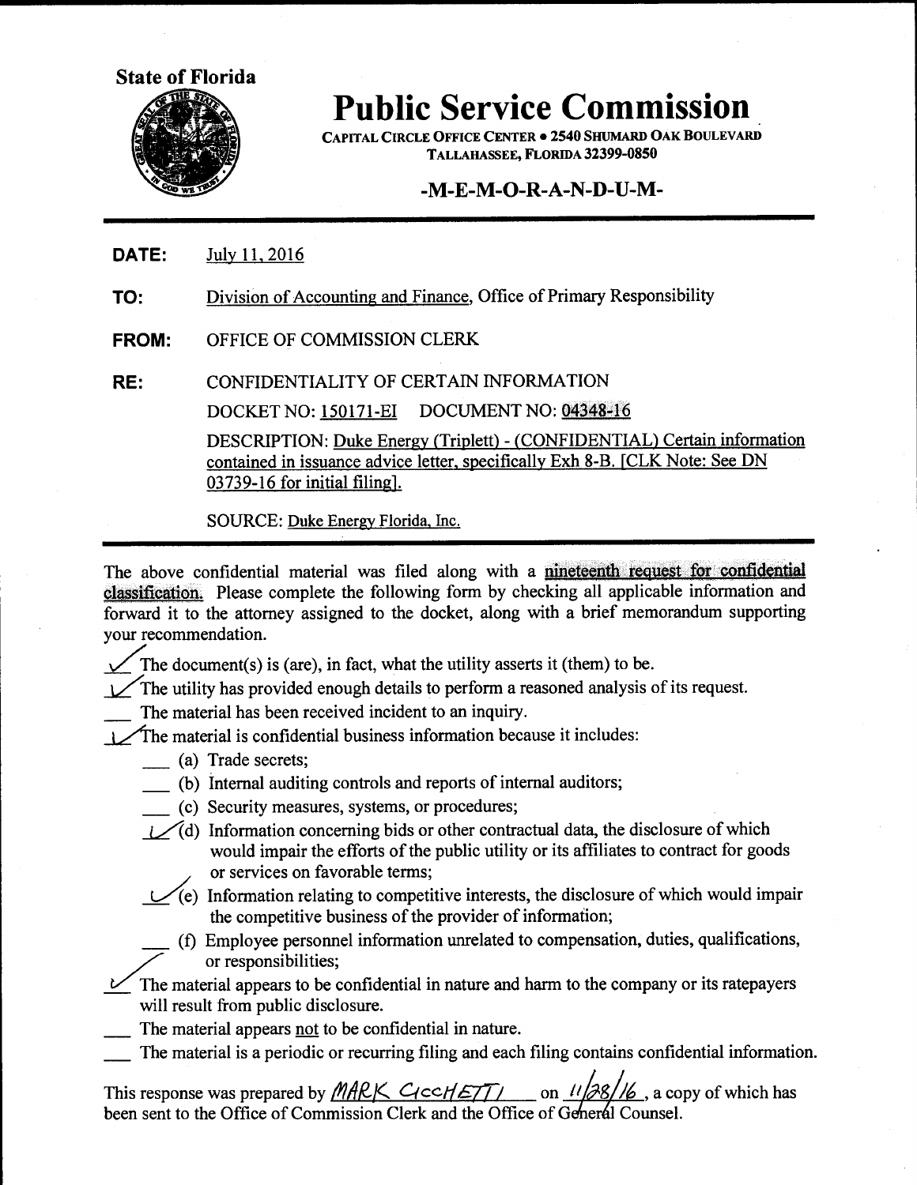State of Florida

# Public Service Commission

CAPITAL CIRCLE OFFICE CENTER • 2540 SHUMARD OAK BOULEVARD
TALLAHASSEE, FLORIDA 32399-0850

## -M-E-M-O-R-A-N-D-U-M-

**DATE:** July 11, 2016

**TO:** Division of Accounting and Finance, Office of Primary Responsibility

**FROM:** OFFICE OF COMMISSION CLERK

**RE:** CONFIDENTIALITY OF CERTAIN INFORMATION

DOCKET NO: 150171-EI DOCUMENT NO: 04348-16

DESCRIPTION: Duke Energy (Triplett) - (CONFIDENTIAL) Certain information contained in issuance advice letter, specifically Exh 8-B. [CLK Note: See DN 03739-16 for initial filing].

SOURCE: Duke Energy Florida, Inc.

---

The above confidential material was filed along with a nineteenth request for confidential classification. Please complete the following form by checking all applicable information and forward it to the attorney assigned to the docket, along with a brief memorandum supporting your recommendation.

✓ The document(s) is (are), in fact, what the utility asserts it (them) to be.

✓ The utility has provided enough details to perform a reasoned analysis of its request.

___ The material has been received incident to an inquiry.

✓ The material is confidential business information because it includes:

- ___ (a) Trade secrets;
- ___ (b) Internal auditing controls and reports of internal auditors;
- ___ (c) Security measures, systems, or procedures;
- ✓ (d) Information concerning bids or other contractual data, the disclosure of which would impair the efforts of the public utility or its affiliates to contract for goods or services on favorable terms;
- ✓ (e) Information relating to competitive interests, the disclosure of which would impair the competitive business of the provider of information;
- ___ (f) Employee personnel information unrelated to compensation, duties, qualifications, or responsibilities;

✓ The material appears to be confidential in nature and harm to the company or its ratepayers will result from public disclosure.

___ The material appears not to be confidential in nature.

___ The material is a periodic or recurring filing and each filing contains confidential information.

This response was prepared by MARK CICCHETTI on 11/28/16, a copy of which has been sent to the Office of Commission Clerk and the Office of General Counsel.